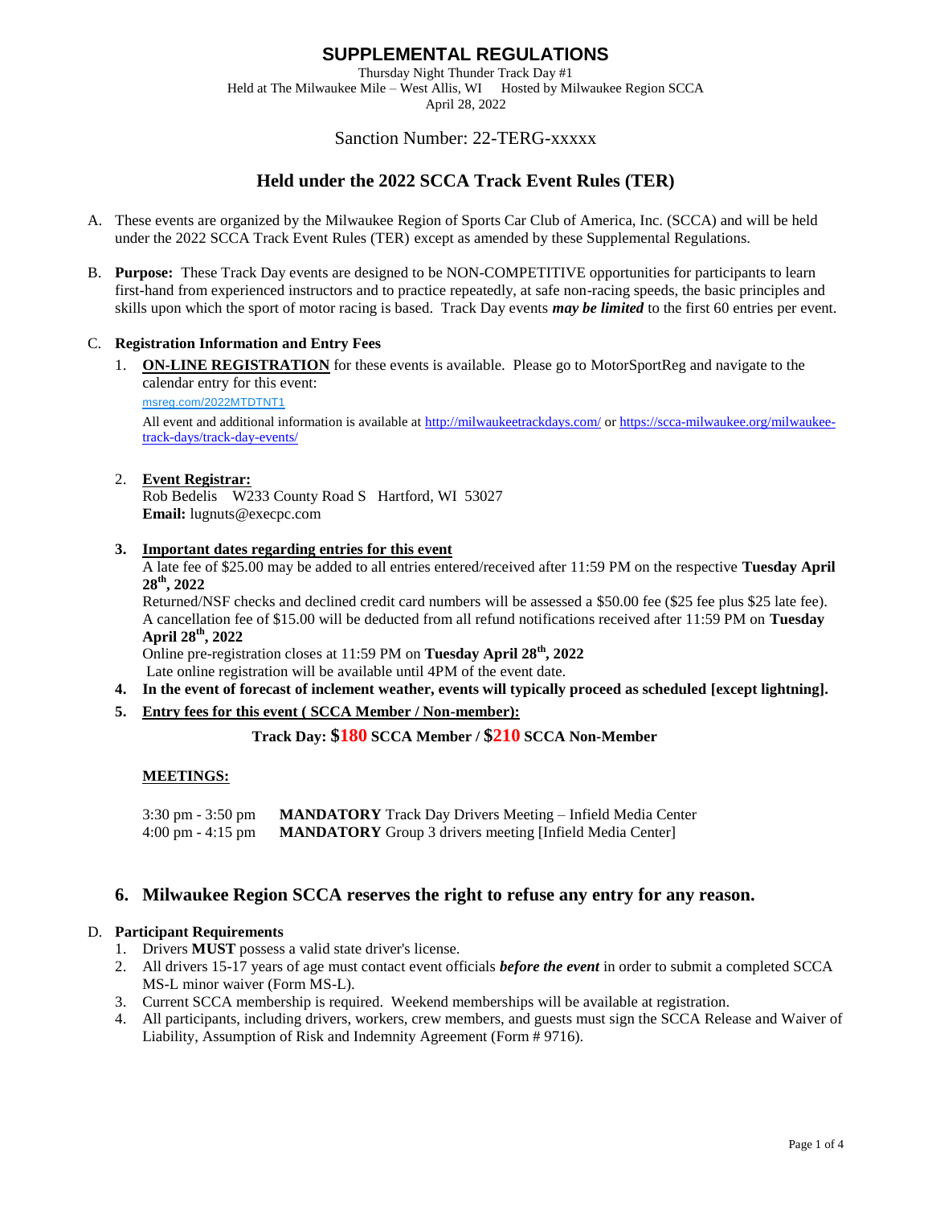# SUPPLEMENTAL REGULATIONS

Thursday Night Thunder Track Day #1
Held at The Milwaukee Mile – West Allis, WI     Hosted by Milwaukee Region SCCA
April 28, 2022

Sanction Number: 22-TERG-xxxxx

## Held under the 2022 SCCA Track Event Rules (TER)

A. These events are organized by the Milwaukee Region of Sports Car Club of America, Inc. (SCCA) and will be held under the 2022 SCCA Track Event Rules (TER) except as amended by these Supplemental Regulations.

B. **Purpose:** These Track Day events are designed to be NON-COMPETITIVE opportunities for participants to learn first-hand from experienced instructors and to practice repeatedly, at safe non-racing speeds, the basic principles and skills upon which the sport of motor racing is based. Track Day events ***may be limited*** to the first 60 entries per event.

C. **Registration Information and Entry Fees**

1. **ON-LINE REGISTRATION** for these events is available. Please go to MotorSportReg and navigate to the calendar entry for this event:
   msreg.com/2022MTDTNT1
   All event and additional information is available at http://milwaukeetrackdays.com/ or https://scca-milwaukee.org/milwaukee-track-days/track-day-events/

2. **Event Registrar:**
   Rob Bedelis   W233 County Road S   Hartford, WI 53027
   **Email:** lugnuts@execpc.com

3. **Important dates regarding entries for this event**
   A late fee of $25.00 may be added to all entries entered/received after 11:59 PM on the respective **Tuesday April 28th, 2022**
   Returned/NSF checks and declined credit card numbers will be assessed a $50.00 fee ($25 fee plus $25 late fee).
   A cancellation fee of $15.00 will be deducted from all refund notifications received after 11:59 PM on **Tuesday April 28th, 2022**
   Online pre-registration closes at 11:59 PM on **Tuesday April 28th, 2022**
   Late online registration will be available until 4PM of the event date.

4. **In the event of forecast of inclement weather, events will typically proceed as scheduled [except lightning].**

5. **Entry fees for this event ( SCCA Member / Non-member):**

   **Track Day: $180 SCCA Member / $210 SCCA Non-Member**

   **MEETINGS:**

   3:30 pm - 3:50 pm   **MANDATORY** Track Day Drivers Meeting – Infield Media Center
   4:00 pm - 4:15 pm   **MANDATORY** Group 3 drivers meeting [Infield Media Center]

### 6. Milwaukee Region SCCA reserves the right to refuse any entry for any reason.

D. **Participant Requirements**

1. Drivers **MUST** possess a valid state driver's license.
2. All drivers 15-17 years of age must contact event officials ***before the event*** in order to submit a completed SCCA MS-L minor waiver (Form MS-L).
3. Current SCCA membership is required. Weekend memberships will be available at registration.
4. All participants, including drivers, workers, crew members, and guests must sign the SCCA Release and Waiver of Liability, Assumption of Risk and Indemnity Agreement (Form # 9716).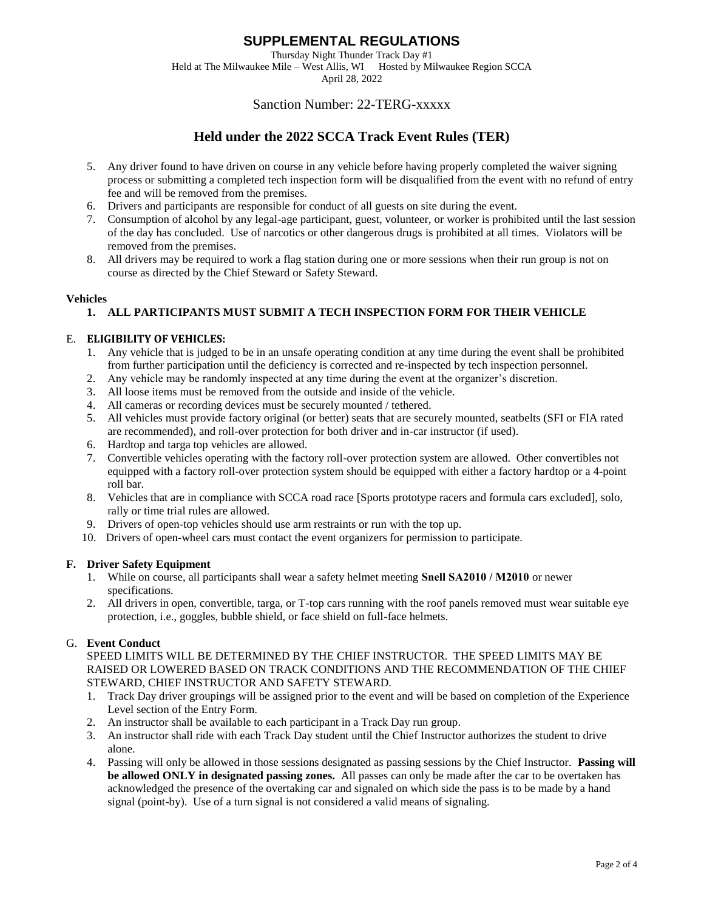# SUPPLEMENTAL REGULATIONS

Thursday Night Thunder Track Day #1
Held at The Milwaukee Mile – West Allis, WI Hosted by Milwaukee Region SCCA
April 28, 2022

Sanction Number: 22-TERG-xxxxx

## Held under the 2022 SCCA Track Event Rules (TER)

5. Any driver found to have driven on course in any vehicle before having properly completed the waiver signing process or submitting a completed tech inspection form will be disqualified from the event with no refund of entry fee and will be removed from the premises.
6. Drivers and participants are responsible for conduct of all guests on site during the event.
7. Consumption of alcohol by any legal-age participant, guest, volunteer, or worker is prohibited until the last session of the day has concluded. Use of narcotics or other dangerous drugs is prohibited at all times. Violators will be removed from the premises.
8. All drivers may be required to work a flag station during one or more sessions when their run group is not on course as directed by the Chief Steward or Safety Steward.

**Vehicles**

1. **ALL PARTICIPANTS MUST SUBMIT A TECH INSPECTION FORM FOR THEIR VEHICLE**

E. **ELIGIBILITY OF VEHICLES:**

1. Any vehicle that is judged to be in an unsafe operating condition at any time during the event shall be prohibited from further participation until the deficiency is corrected and re-inspected by tech inspection personnel.
2. Any vehicle may be randomly inspected at any time during the event at the organizer's discretion.
3. All loose items must be removed from the outside and inside of the vehicle.
4. All cameras or recording devices must be securely mounted / tethered.
5. All vehicles must provide factory original (or better) seats that are securely mounted, seatbelts (SFI or FIA rated are recommended), and roll-over protection for both driver and in-car instructor (if used).
6. Hardtop and targa top vehicles are allowed.
7. Convertible vehicles operating with the factory roll-over protection system are allowed. Other convertibles not equipped with a factory roll-over protection system should be equipped with either a factory hardtop or a 4-point roll bar.
8. Vehicles that are in compliance with SCCA road race [Sports prototype racers and formula cars excluded], solo, rally or time trial rules are allowed.
9. Drivers of open-top vehicles should use arm restraints or run with the top up.
10. Drivers of open-wheel cars must contact the event organizers for permission to participate.

**F. Driver Safety Equipment**

1. While on course, all participants shall wear a safety helmet meeting **Snell SA2010 / M2010** or newer specifications.
2. All drivers in open, convertible, targa, or T-top cars running with the roof panels removed must wear suitable eye protection, i.e., goggles, bubble shield, or face shield on full-face helmets.

G. **Event Conduct**

SPEED LIMITS WILL BE DETERMINED BY THE CHIEF INSTRUCTOR. THE SPEED LIMITS MAY BE RAISED OR LOWERED BASED ON TRACK CONDITIONS AND THE RECOMMENDATION OF THE CHIEF STEWARD, CHIEF INSTRUCTOR AND SAFETY STEWARD.

1. Track Day driver groupings will be assigned prior to the event and will be based on completion of the Experience Level section of the Entry Form.
2. An instructor shall be available to each participant in a Track Day run group.
3. An instructor shall ride with each Track Day student until the Chief Instructor authorizes the student to drive alone.
4. Passing will only be allowed in those sessions designated as passing sessions by the Chief Instructor. **Passing will be allowed ONLY in designated passing zones.** All passes can only be made after the car to be overtaken has acknowledged the presence of the overtaking car and signaled on which side the pass is to be made by a hand signal (point-by). Use of a turn signal is not considered a valid means of signaling.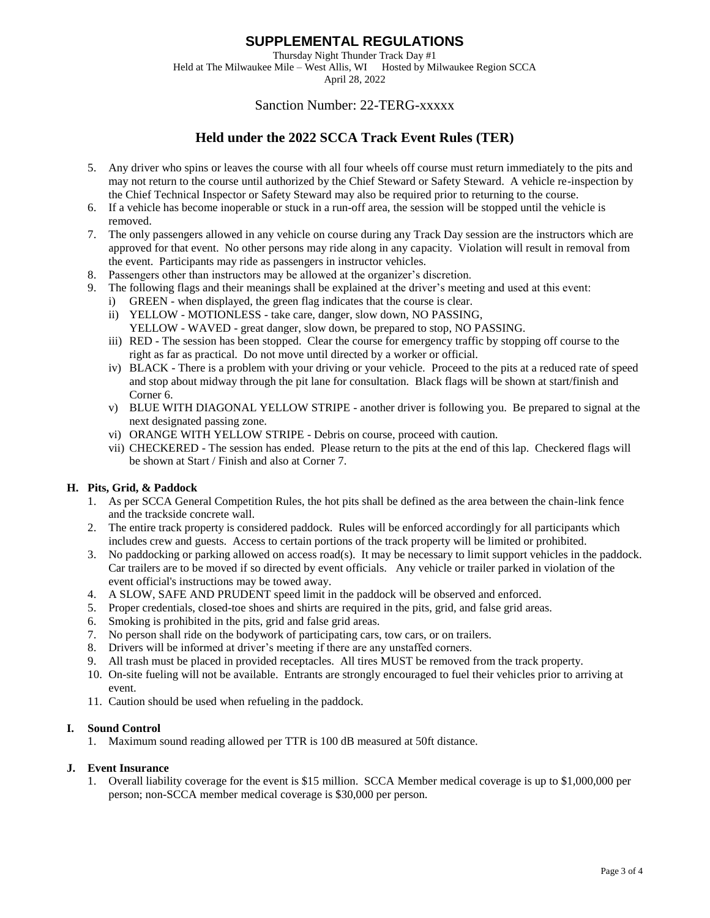# SUPPLEMENTAL REGULATIONS

Thursday Night Thunder Track Day #1
Held at The Milwaukee Mile – West Allis, WI     Hosted by Milwaukee Region SCCA
April 28, 2022

Sanction Number: 22-TERG-xxxxx

## Held under the 2022 SCCA Track Event Rules (TER)

5. Any driver who spins or leaves the course with all four wheels off course must return immediately to the pits and may not return to the course until authorized by the Chief Steward or Safety Steward. A vehicle re-inspection by the Chief Technical Inspector or Safety Steward may also be required prior to returning to the course.
6. If a vehicle has become inoperable or stuck in a run-off area, the session will be stopped until the vehicle is removed.
7. The only passengers allowed in any vehicle on course during any Track Day session are the instructors which are approved for that event. No other persons may ride along in any capacity. Violation will result in removal from the event. Participants may ride as passengers in instructor vehicles.
8. Passengers other than instructors may be allowed at the organizer's discretion.
9. The following flags and their meanings shall be explained at the driver's meeting and used at this event:
   i) GREEN - when displayed, the green flag indicates that the course is clear.
   ii) YELLOW - MOTIONLESS - take care, danger, slow down, NO PASSING,
   YELLOW - WAVED - great danger, slow down, be prepared to stop, NO PASSING.
   iii) RED - The session has been stopped. Clear the course for emergency traffic by stopping off course to the right as far as practical. Do not move until directed by a worker or official.
   iv) BLACK - There is a problem with your driving or your vehicle. Proceed to the pits at a reduced rate of speed and stop about midway through the pit lane for consultation. Black flags will be shown at start/finish and Corner 6.
   v) BLUE WITH DIAGONAL YELLOW STRIPE - another driver is following you. Be prepared to signal at the next designated passing zone.
   vi) ORANGE WITH YELLOW STRIPE - Debris on course, proceed with caution.
   vii) CHECKERED - The session has ended. Please return to the pits at the end of this lap. Checkered flags will be shown at Start / Finish and also at Corner 7.

### H. Pits, Grid, & Paddock

1. As per SCCA General Competition Rules, the hot pits shall be defined as the area between the chain-link fence and the trackside concrete wall.
2. The entire track property is considered paddock. Rules will be enforced accordingly for all participants which includes crew and guests. Access to certain portions of the track property will be limited or prohibited.
3. No paddocking or parking allowed on access road(s). It may be necessary to limit support vehicles in the paddock. Car trailers are to be moved if so directed by event officials. Any vehicle or trailer parked in violation of the event official's instructions may be towed away.
4. A SLOW, SAFE AND PRUDENT speed limit in the paddock will be observed and enforced.
5. Proper credentials, closed-toe shoes and shirts are required in the pits, grid, and false grid areas.
6. Smoking is prohibited in the pits, grid and false grid areas.
7. No person shall ride on the bodywork of participating cars, tow cars, or on trailers.
8. Drivers will be informed at driver's meeting if there are any unstaffed corners.
9. All trash must be placed in provided receptacles. All tires MUST be removed from the track property.
10. On-site fueling will not be available. Entrants are strongly encouraged to fuel their vehicles prior to arriving at event.
11. Caution should be used when refueling in the paddock.

### I. Sound Control

1. Maximum sound reading allowed per TTR is 100 dB measured at 50ft distance.

### J. Event Insurance

1. Overall liability coverage for the event is $15 million. SCCA Member medical coverage is up to $1,000,000 per person; non-SCCA member medical coverage is $30,000 per person.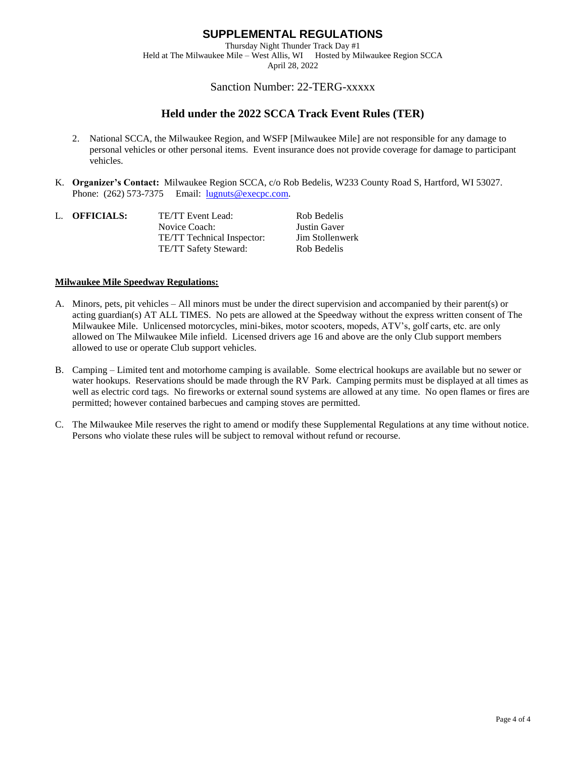# SUPPLEMENTAL REGULATIONS

Thursday Night Thunder Track Day #1
Held at The Milwaukee Mile – West Allis, WI     Hosted by Milwaukee Region SCCA
April 28, 2022

Sanction Number: 22-TERG-xxxxx

## Held under the 2022 SCCA Track Event Rules (TER)

2. National SCCA, the Milwaukee Region, and WSFP [Milwaukee Mile] are not responsible for any damage to personal vehicles or other personal items. Event insurance does not provide coverage for damage to participant vehicles.

K. **Organizer's Contact:** Milwaukee Region SCCA, c/o Rob Bedelis, W233 County Road S, Hartford, WI 53027. Phone: (262) 573-7375     Email: lugnuts@execpc.com.

L. **OFFICIALS:**

| | |
|---|---|
| TE/TT Event Lead: | Rob Bedelis |
| Novice Coach: | Justin Gaver |
| TE/TT Technical Inspector: | Jim Stollenwerk |
| TE/TT Safety Steward: | Rob Bedelis |

**Milwaukee Mile Speedway Regulations:**

A. Minors, pets, pit vehicles – All minors must be under the direct supervision and accompanied by their parent(s) or acting guardian(s) AT ALL TIMES. No pets are allowed at the Speedway without the express written consent of The Milwaukee Mile. Unlicensed motorcycles, mini-bikes, motor scooters, mopeds, ATV's, golf carts, etc. are only allowed on The Milwaukee Mile infield. Licensed drivers age 16 and above are the only Club support members allowed to use or operate Club support vehicles.

B. Camping – Limited tent and motorhome camping is available. Some electrical hookups are available but no sewer or water hookups. Reservations should be made through the RV Park. Camping permits must be displayed at all times as well as electric cord tags. No fireworks or external sound systems are allowed at any time. No open flames or fires are permitted; however contained barbecues and camping stoves are permitted.

C. The Milwaukee Mile reserves the right to amend or modify these Supplemental Regulations at any time without notice. Persons who violate these rules will be subject to removal without refund or recourse.